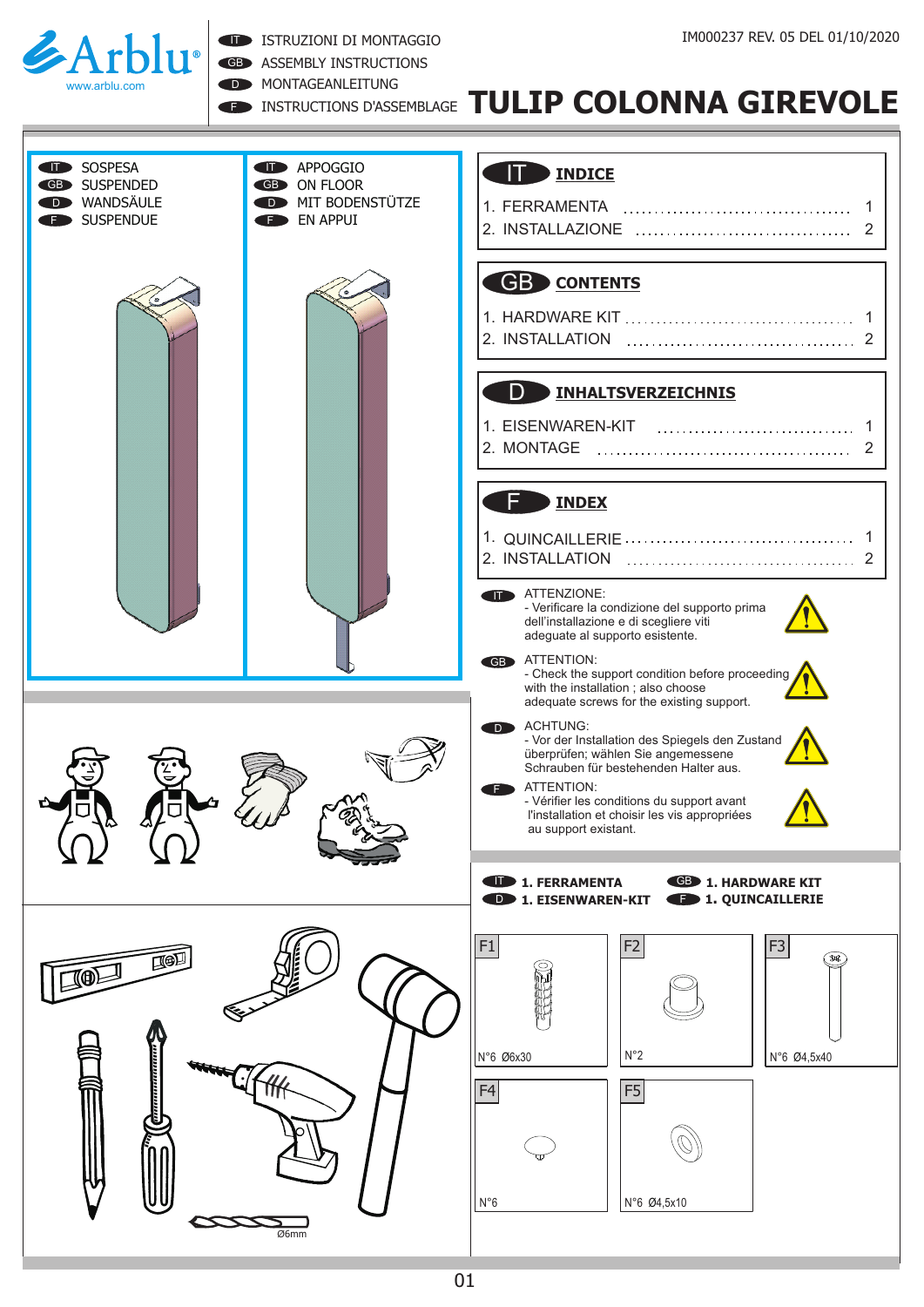# TULIP COLONNA GIREVOLE

IM000237 REV. 05 DEL 01/10/2020

Arblu® www.arblu.com

- IT ISTRUZIONI DI MONTAGGIO
- GB ASSEMBLY INSTRUCTIONS
- D MONTAGEANLEITUNG
- F INSTRUCTIONS D'ASSEMBLAGE

| IT | GB | D | F |
|---|---|---|---|
| SOSPESA | SUSPENDED | WANDSÄULE | SUSPENDUE |
| APPOGGIO | ON FLOOR | MIT BODENSTÜTZE | EN APPUI |

## IT INDICE

1. FERRAMENTA ..................................... 1
2. INSTALLAZIONE ..................................... 2

## GB CONTENTS

1. HARDWARE KIT ..................................... 1
2. INSTALLATION ..................................... 2

## D INHALTSVERZEICHNIS

1. EISENWAREN-KIT ..................................... 1
2. MONTAGE ..................................... 2

## F INDEX

1. QUINCAILLERIE ..................................... 1
2. INSTALLATION ..................................... 2

**IT** ATTENZIONE:
- Verificare la condizione del supporto prima dell'installazione e di scegliere viti adeguate al supporto esistente.

**GB** ATTENTION:
- Check the support condition before proceeding with the installation ; also choose adequate screws for the existing support.

**D** ACHTUNG:
- Vor der Installation des Spiegels den Zustand überprüfen; wählen Sie angemessene Schrauben für bestehenden Halter aus.

**F** ATTENTION:
- Vérifier les conditions du support avant l'installation et choisir les vis appropriées au support existant.

Ø6mm

**IT 1. FERRAMENTA** **GB 1. HARDWARE KIT**
**D 1. EISENWAREN-KIT** **F 1. QUINCAILLERIE**

| Code | Quantity / Size |
|---|---|
| F1 | N°6 Ø6x30 |
| F2 | N°2 |
| F3 | N°6 Ø4,5x40 |
| F4 | N°6 |
| F5 | N°6 Ø4,5x10 |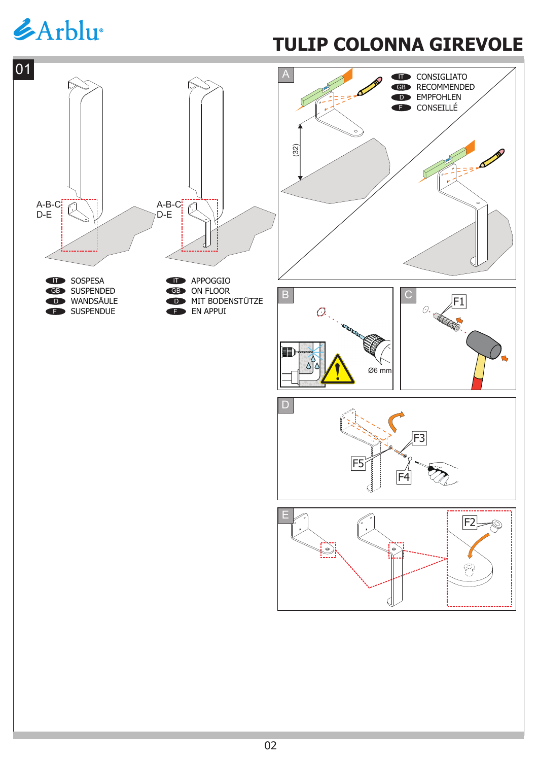# TULIP COLONNA GIREVOLE

01

A-B-C
D-E

A-B-C
D-E

- IT SOSPESA
- GB SUSPENDED
- D WANDSÄULE
- F SUSPENDUE

- IT APPOGGIO
- GB ON FLOOR
- D MIT BODENSTÜTZE
- F EN APPUI

A

- IT CONSIGLIATO
- GB RECOMMENDED
- D EMPFOHLEN
- F CONSEILLÉ

(32)

B

Ø6 mm

C

F1

D

F3

F5

F4

E

F2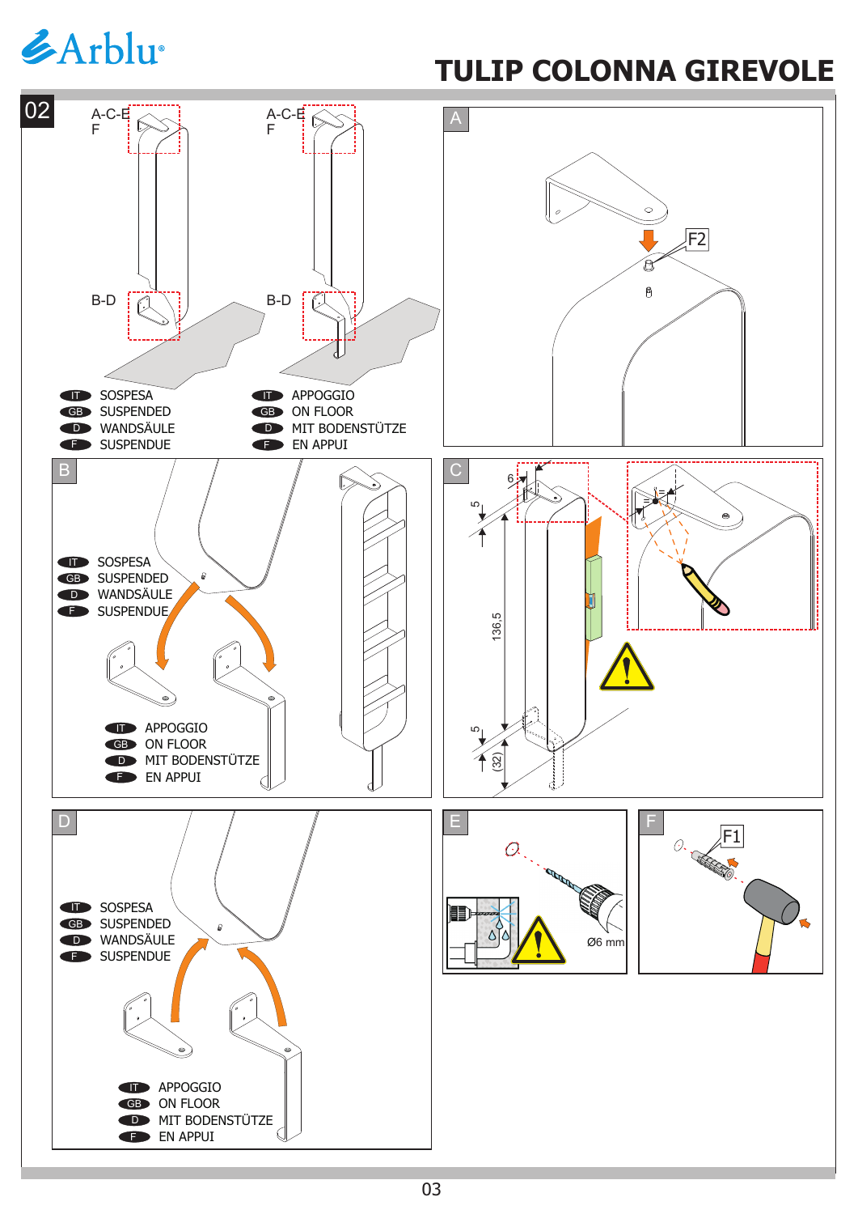# TULIP COLONNA GIREVOLE

## 02

A-C-E
F

B-D

- IT SOSPESA
- GB SUSPENDED
- D WANDSÄULE
- F SUSPENDUE

A-C-E
F

B-D

- IT APPOGGIO
- GB ON FLOOR
- D MIT BODENSTÜTZE
- F EN APPUI

### A

F2

### B

- IT SOSPESA
- GB SUSPENDED
- D WANDSÄULE
- F SUSPENDUE

- IT APPOGGIO
- GB ON FLOOR
- D MIT BODENSTÜTZE
- F EN APPUI

### C

6

5

136,5

5

(32)

### D

- IT SOSPESA
- GB SUSPENDED
- D WANDSÄULE
- F SUSPENDUE

- IT APPOGGIO
- GB ON FLOOR
- D MIT BODENSTÜTZE
- F EN APPUI

### E

Ø6 mm

### F

F1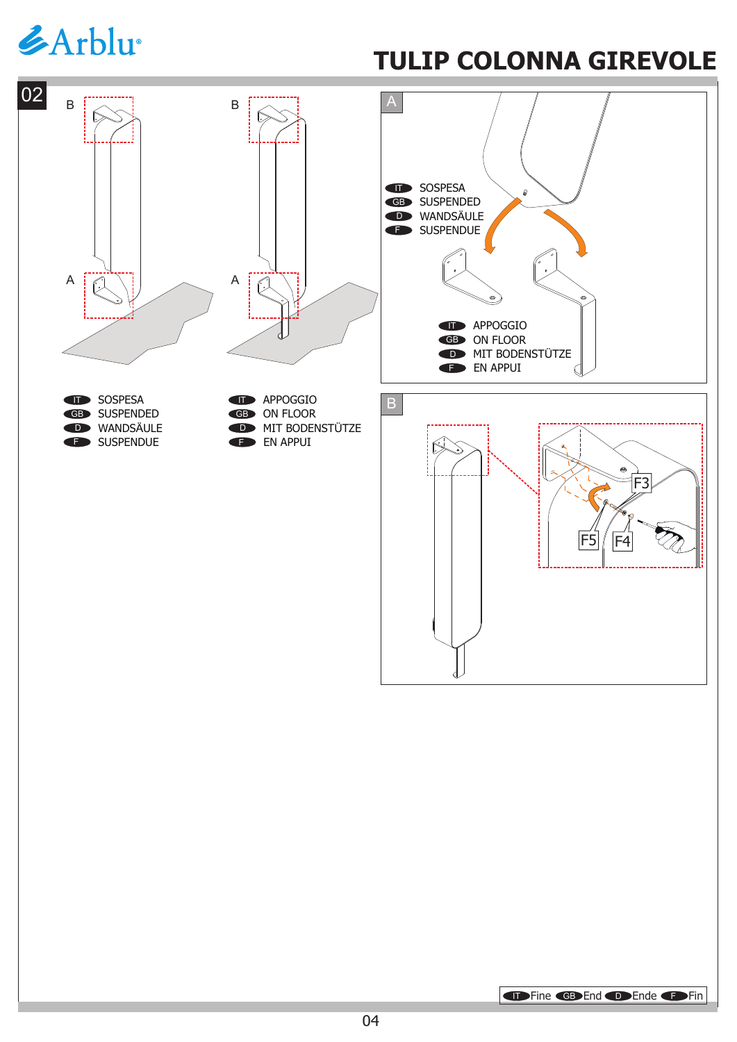# TULIP COLONNA GIREVOLE

02

B

A

B

A

IT SOSPESA
GB SUSPENDED
D WANDSÄULE
F SUSPENDUE

IT APPOGGIO
GB ON FLOOR
D MIT BODENSTÜTZE
F EN APPUI

A

IT SOSPESA
GB SUSPENDED
D WANDSÄULE
F SUSPENDUE

IT APPOGGIO
GB ON FLOOR
D MIT BODENSTÜTZE
F EN APPUI

B

F3

F5

F4

IT Fine GB End D Ende F Fin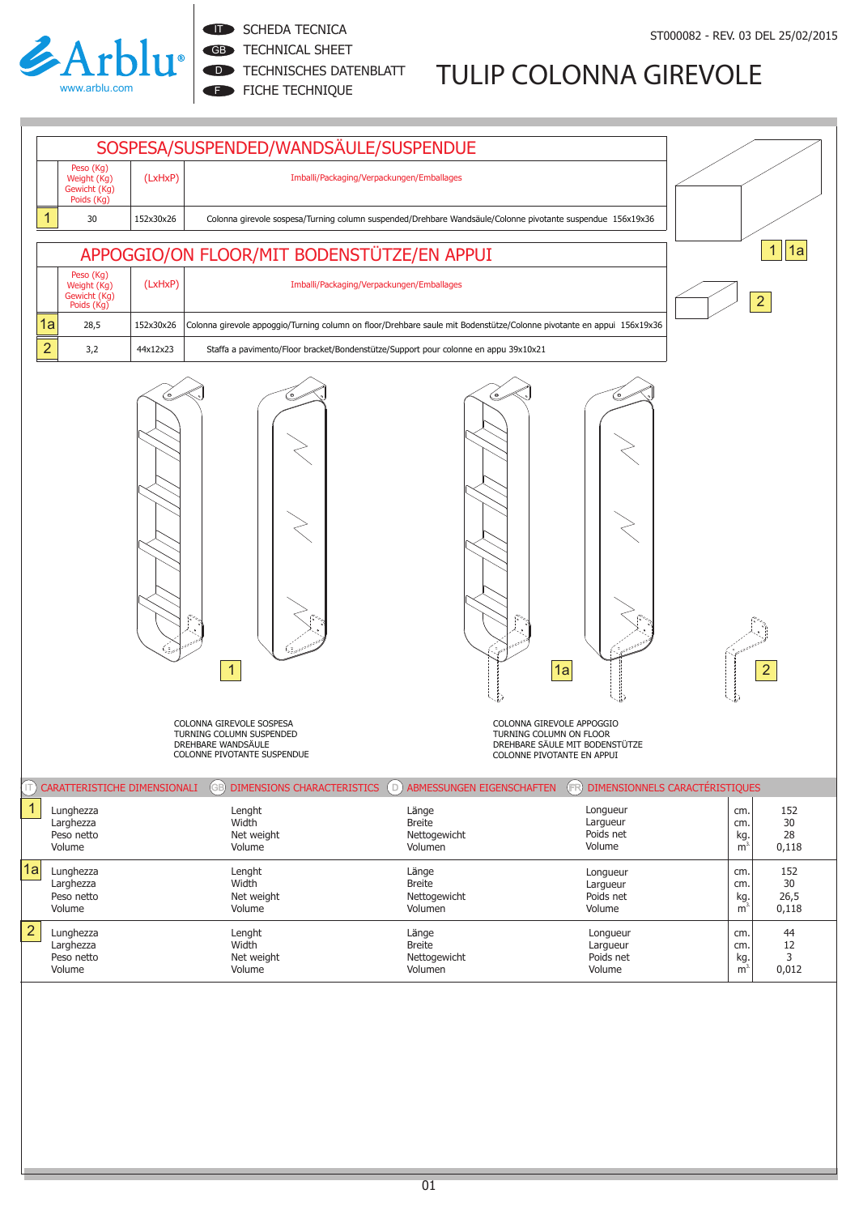Arblu®
www.arblu.com

IT SCHEDA TECNICA
GB TECHNICAL SHEET
D TECHNISCHES DATENBLATT
F FICHE TECHNIQUE

ST000082 - REV. 03 DEL 25/02/2015

# TULIP COLONNA GIREVOLE

## SOSPESA/SUSPENDED/WANDSÄULE/SUSPENDUE

| | Peso (Kg) Weight (Kg) Gewicht (Kg) Poids (Kg) | (LxHxP) | Imballi/Packaging/Verpackungen/Emballages |
|---|---|---|---|
| 1 | 30 | 152x30x26 | Colonna girevole sospesa/Turning column suspended/Drehbare Wandsäule/Colonne pivotante suspendue 156x19x36 |

## APPOGGIO/ON FLOOR/MIT BODENSTÜTZE/EN APPUI

| | Peso (Kg) Weight (Kg) Gewicht (Kg) Poids (Kg) | (LxHxP) | Imballi/Packaging/Verpackungen/Emballages |
|---|---|---|---|
| 1a | 28,5 | 152x30x26 | Colonna girevole appoggio/Turning column on floor/Drehbare saule mit Bodenstütze/Colonne pivotante en appui 156x19x36 |
| 2 | 3,2 | 44x12x23 | Staffa a pavimento/Floor bracket/Bondenstütze/Support pour colonne en appu 39x10x21 |

1 1a 2

1

COLONNA GIREVOLE SOSPESA
TURNING COLUMN SUSPENDED
DREHBARE WANDSÄULE
COLONNE PIVOTANTE SUSPENDUE

1a

COLONNA GIREVOLE APPOGGIO
TURNING COLUMN ON FLOOR
DREHBARE SÄULE MIT BODENSTÜTZE
COLONNE PIVOTANTE EN APPUI

2

## IT CARATTERISTICHE DIMENSIONALI · GB DIMENSIONS CHARACTERISTICS · D ABMESSUNGEN EIGENSCHAFTEN · FR DIMENSIONNELS CARACTÉRISTIQUES

| | IT | GB | D | FR | | |
|---|---|---|---|---|---|---|
| 1 | Lunghezza | Lenght | Länge | Longueur | cm. | 152 |
| | Larghezza | Width | Breite | Larguer | cm. | 30 |
| | Peso netto | Net weight | Nettogewicht | Poids net | kg. | 28 |
| | Volume | Volume | Volumen | Volume | $m^3$ | 0,118 |
| 1a | Lunghezza | Lenght | Länge | Longueur | cm. | 152 |
| | Larghezza | Width | Breite | Larguer | cm. | 30 |
| | Peso netto | Net weight | Nettogewicht | Poids net | kg. | 26,5 |
| | Volume | Volume | Volumen | Volume | $m^3$ | 0,118 |
| 2 | Lunghezza | Lenght | Länge | Longueur | cm. | 44 |
| | Larghezza | Width | Breite | Larguer | cm. | 12 |
| | Peso netto | Net weight | Nettogewicht | Poids net | kg. | 3 |
| | Volume | Volume | Volumen | Volume | $m^3$ | 0,012 |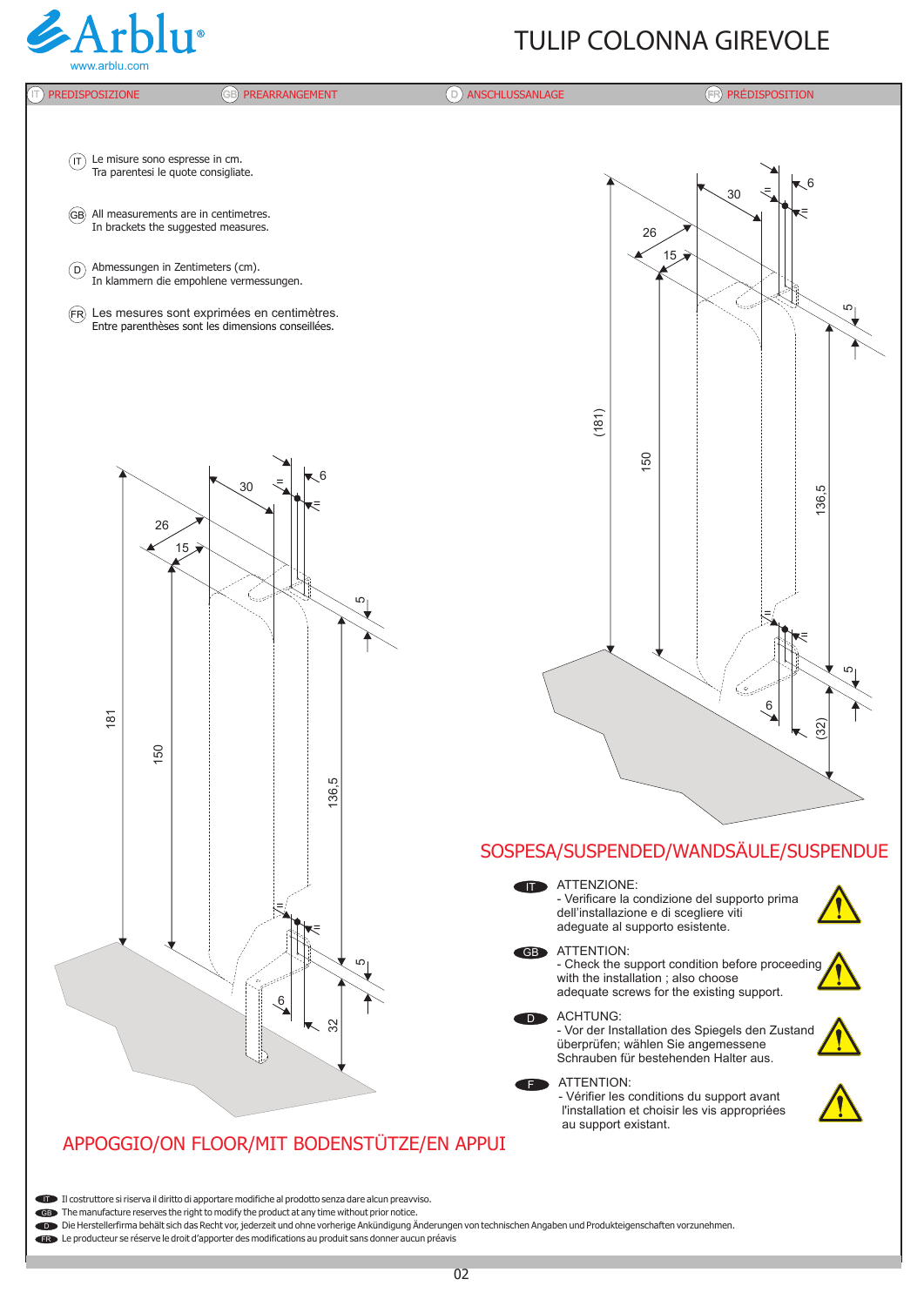# TULIP COLONNA GIREVOLE

IT PREDISPOSIZIONE GB PREARRANGEMENT D ANSCHLUSSANLAGE FR PRÉDISPOSITION

(IT) Le misure sono espresse in cm.
Tra parentesi le quote consigliate.

(GB) All measurements are in centimetres.
In brackets the suggested measures.

(D) Abmessungen in Zentimeters (cm).
In klammern die empohlene vermessungen.

(FR) Les mesures sont exprimées en centimètres.
Entre parenthèses sont les dimensions conseillées.

30
6
26
15
5
181
150
136,5
6
32
5

## APPOGGIO/ON FLOOR/MIT BODENSTÜTZE/EN APPUI

30
6
26
15
5
(181)
150
136,5
6
5
(32)

## SOSPESA/SUSPENDED/WANDSÄULE/SUSPENDUE

IT ATTENZIONE:
- Verificare la condizione del supporto prima dell'installazione e di scegliere viti adeguate al supporto esistente.

GB ATTENTION:
- Check the support condition before proceeding with the installation ; also choose adequate screws for the existing support.

D ACHTUNG:
- Vor der Installation des Spiegels den Zustand überprüfen; wählen Sie angemessene Schrauben für bestehenden Halter aus.

F ATTENTION:
- Vérifier les conditions du support avant l'installation et choisir les vis appropriées au support existant.

IT Il costruttore si riserva il diritto di apportare modifiche al prodotto senza dare alcun preavviso.
GB The manufacture reserves the right to modify the product at any time without prior notice.
D Die Herstellerfirma behält sich das Recht vor, jederzeit und ohne vorherige Ankündigung Änderungen von technischen Angaben und Produkteigenschaften vorzunehmen.
FR Le producteur se réserve le droit d'apporter des modifications au produit sans donner aucun préavis